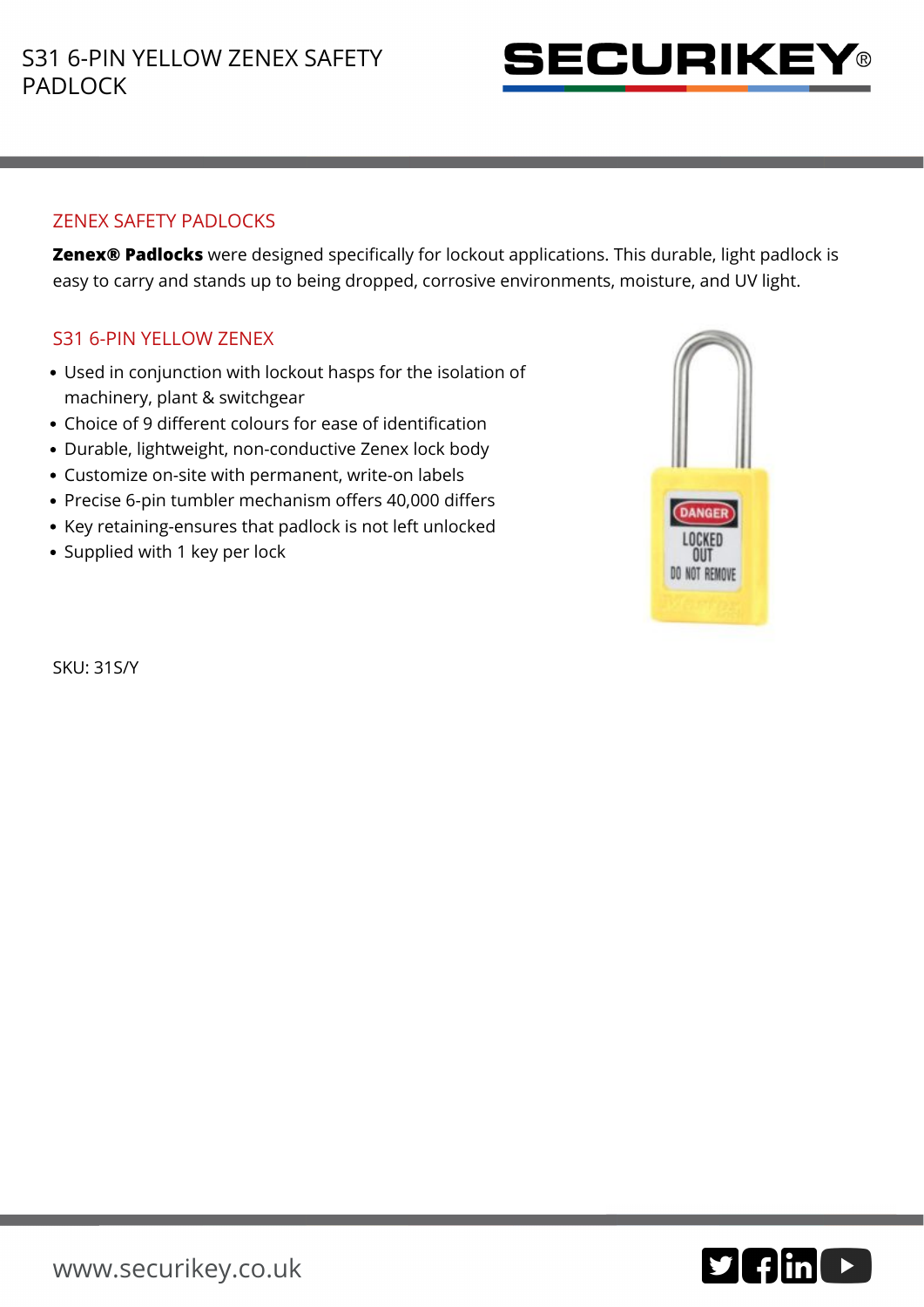# S31 6-PIN YELLOW ZENEX SAFETY PADLOCK

## ZENEX SAFETY PADLOCKS

**Zenex® Padlocks** were designed specifically for lockout applications. This durable, light padlock is easy to carry and stands up to being dropped, corrosive environments, moisture, and UV light.

## S31 6-PIN YELLOW ZENEX

- Used in conjunction with lockout hasps for the isolation of machinery, plant & switchgear
- Choice of 9 different colours for ease of identification
- Durable, lightweight, non-conductive Zenex lock body
- Customize on-site with permanent, write-on labels
- Precise 6-pin tumbler mechanism offers 40,000 differs
- Key retaining-ensures that padlock is not left unlocked
- Supplied with 1 key per lock

SKU: 31S/Y

www.securikey.co.uk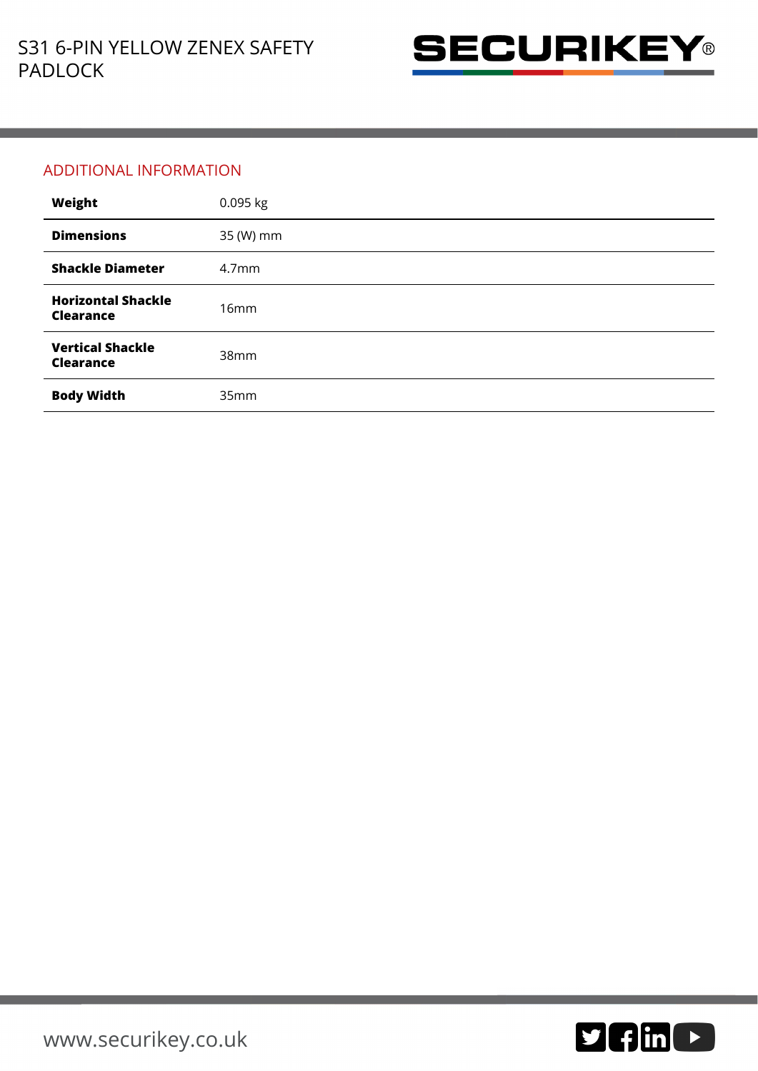## ADDITIONAL INFORMATION

| | |
|---|---|
| **Weight** | 0.095 kg |
| **Dimensions** | 35 (W) mm |
| **Shackle Diameter** | 4.7mm |
| **Horizontal Shackle Clearance** | 16mm |
| **Vertical Shackle Clearance** | 38mm |
| **Body Width** | 35mm |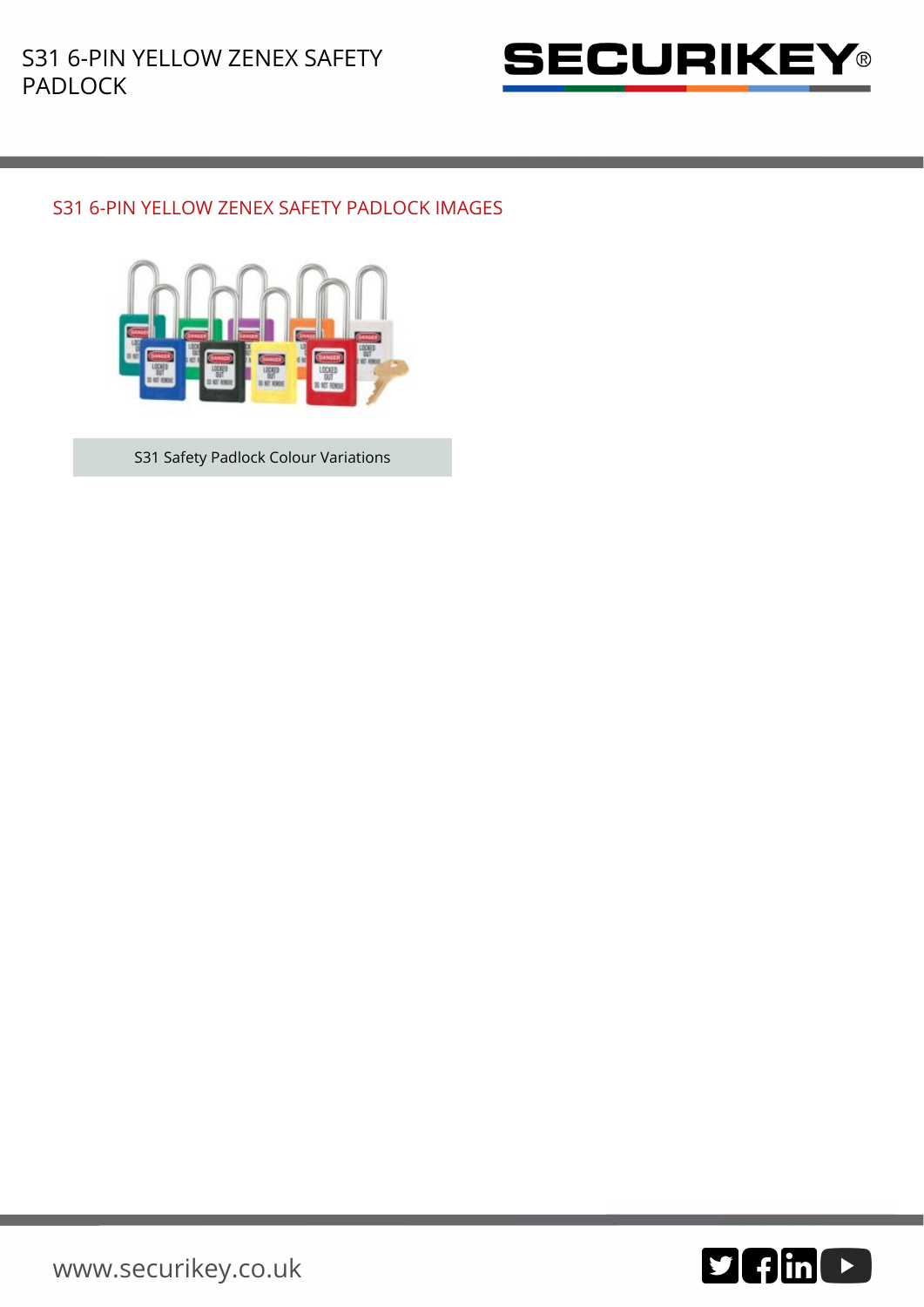## S31 6-PIN YELLOW ZENEX SAFETY PADLOCK IMAGES

S31 Safety Padlock Colour Variations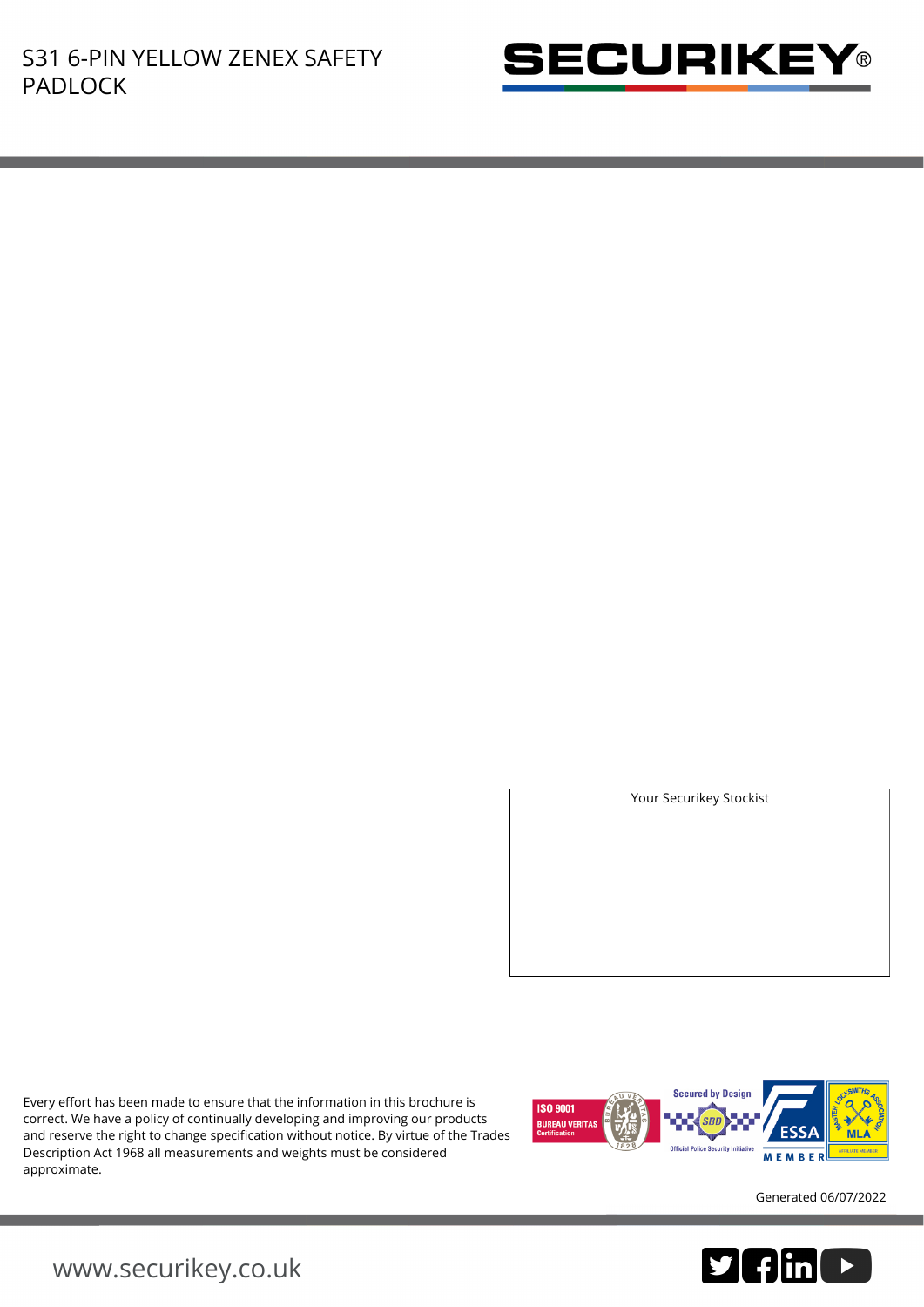# S31 6-PIN YELLOW ZENEX SAFETY PADLOCK

Your Securikey Stockist

Every effort has been made to ensure that the information in this brochure is correct. We have a policy of continually developing and improving our products and reserve the right to change specification without notice. By virtue of the Trades Description Act 1968 all measurements and weights must be considered approximate.

Generated 06/07/2022

www.securikey.co.uk